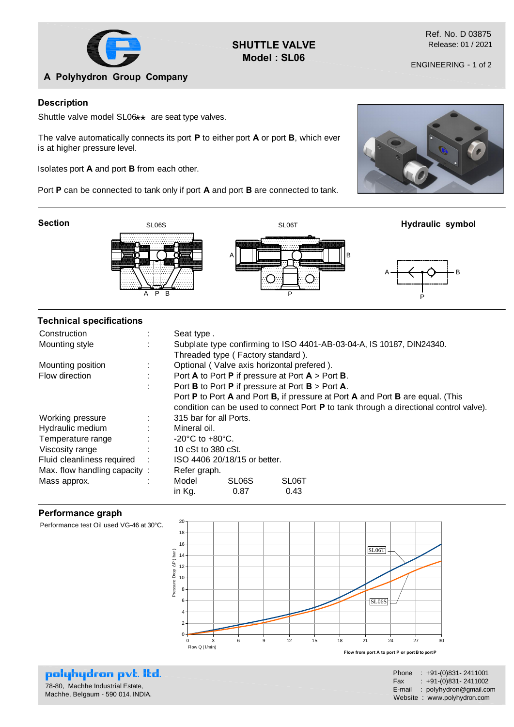A Polyhydron Group Company

# SHUTTLE VALVE
# Model : SL06

Ref. No. D 03875
Release: 01 / 2021

ENGINEERING - 1 of 2

## Description

Shuttle valve model SL06** are seat type valves.

The valve automatically connects its port **P** to either port **A** or port **B**, which ever is at higher pressure level.

Isolates port **A** and port **B** from each other.

Port **P** can be connected to tank only if port **A** and port **B** are connected to tank.

## Section

SL06S

SL06T

## Hydraulic symbol

## Technical specifications

| | | |
|---|---|---|
| Construction | : | Seat type . |
| Mounting style | : | Subplate type confirming to ISO 4401-AB-03-04-A, IS 10187, DIN24340. Threaded type ( Factory standard ). |
| Mounting position | : | Optional ( Valve axis horizontal prefered ). |
| Flow direction | : | Port **A** to Port **P** if pressure at Port **A** > Port **B**. |
| | : | Port **B** to Port **P** if pressure at Port **B** > Port **A**. Port **P** to Port **A** and Port **B,** if pressure at Port **A** and Port **B** are equal. (This condition can be used to connect Port **P** to tank through a directional control valve). |
| Working pressure | : | 315 bar for all Ports. |
| Hydraulic medium | : | Mineral oil. |
| Temperature range | : | -20°C to +80°C. |
| Viscosity range | : | 10 cSt to 380 cSt. |
| Fluid cleanliness required | : | ISO 4406 20/18/15 or better. |
| Max. flow handling capacity | : | Refer graph. |
| Mass approx. | : | Model: SL06S, SL06T; in Kg.: 0.87, 0.43 |

## Performance graph

Performance test Oil used VG-46 at 30°C.

Flow from port A to port P or port B to port P

**polyhydron pvt. ltd.**
78-80, Machhe Industrial Estate,
Machhe, Belgaum - 590 014. INDIA.

Phone : +91-(0)831- 2411001
Fax : +91-(0)831- 2411002
E-mail : polyhydron@gmail.com
Website : www.polyhydron.com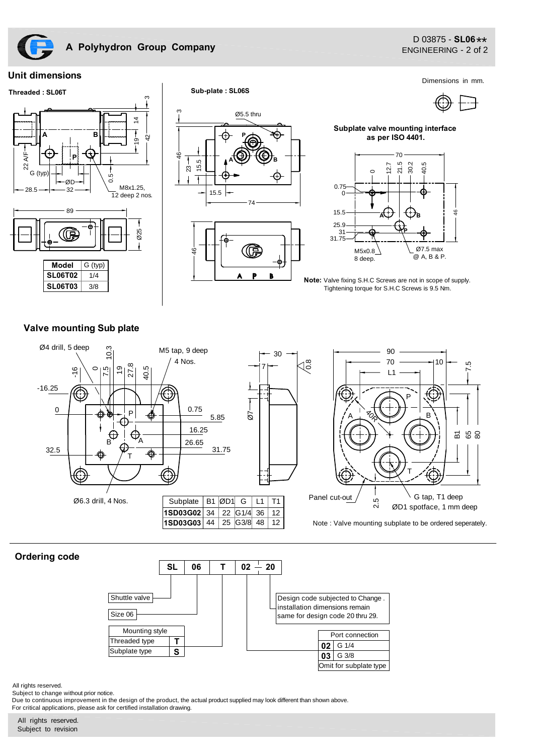## Unit dimensions

Dimensions in mm.

**Threaded : SL06T**

3
14
19
42
A
B
P
22 A/F
G (typ)
ØD
0.5
28.5
32
M8x1.25,
12 deep 2 nos.
89
Ø25

| Model | G (typ) |
|---|---|
| SL06T02 | 1/4 |
| SL06T03 | 3/8 |

**Sub-plate : SL06S**

3
Ø5.5 thru
P
A
B
46
23
15.5
15.5
74
46
A P B

**Subplate valve mounting interface as per ISO 4401.**

70
0
12.7
21.5
30.2
40.5
0.75
0
15.5
25.9
31
31.75
A
B
P
46
M5x0.8
8 deep.
Ø7.5 max
@ A, B & P.

**Note:** Valve fixing S.H.C Screws are not in scope of supply.
Tightening torque for S.H.C Screws is 9.5 Nm.

### Valve mounting Sub plate

Ø4 drill, 5 deep
10.3
-16
0
7.5
19
27.8
40.5
M5 tap, 9 deep
4 Nos.
-16.25
0
32.5
P
B
A
T
0.75
5.85
16.25
26.65
31.75
Ø6.3 drill, 4 Nos.
30
7
0.8
Ø7
90
70
L1
10
7.5
P
A
B
T
40R
B1
65
80
Panel cut-out
2.5
G tap, T1 deep
ØD1 spotface, 1 mm deep

| Subplate | B1 | ØD1 | G | L1 | T1 |
|---|---|---|---|---|---|
| 1SD03G02 | 34 | 22 | G1/4 | 36 | 12 |
| 1SD03G03 | 44 | 25 | G3/8 | 48 | 12 |

Note : Valve mounting subplate to be ordered seperately.

## Ordering code

| SL | 06 | T | 02 — 20 |
|---|---|---|---|

- Shuttle valve (SL)
- Size 06 (06)
- Mounting style (T):

| Mounting style | |
|---|---|
| Threaded type | T |
| Subplate type | S |

- Port connection (02):

| Port connection | |
|---|---|
| 02 | G 1/4 |
| 03 | G 3/8 |
| Omit for subplate type | |

- Design code subjected to Change . installation dimensions remain same for design code 20 thru 29. (20)

All rights reserved.
Subject to change without prior notice.
Due to continuous improvement in the design of the product, the actual product supplied may look different than shown above.
For critical applications, please ask for certified installation drawing.